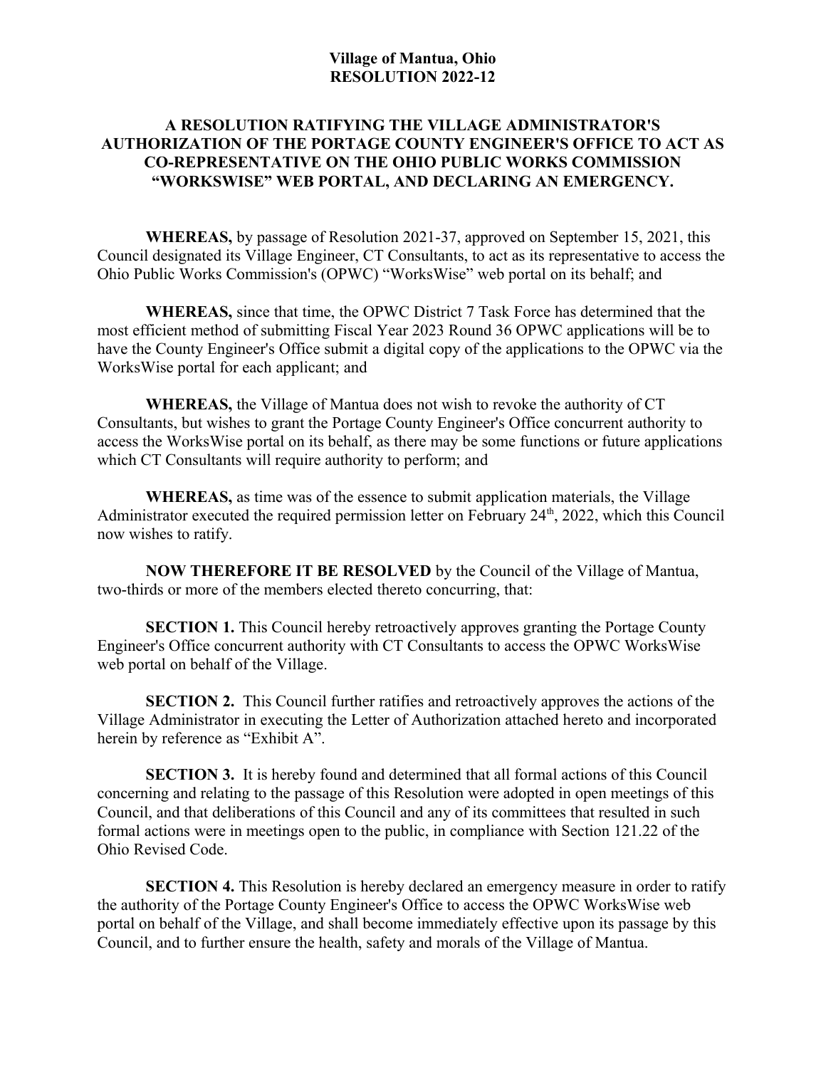**Village of Mantua, Ohio**
**RESOLUTION 2022-12**

**A RESOLUTION RATIFYING THE VILLAGE ADMINISTRATOR'S AUTHORIZATION OF THE PORTAGE COUNTY ENGINEER'S OFFICE TO ACT AS CO-REPRESENTATIVE ON THE OHIO PUBLIC WORKS COMMISSION "WORKSWISE" WEB PORTAL, AND DECLARING AN EMERGENCY.**

**WHEREAS,** by passage of Resolution 2021-37, approved on September 15, 2021, this Council designated its Village Engineer, CT Consultants, to act as its representative to access the Ohio Public Works Commission's (OPWC) "WorksWise" web portal on its behalf; and

**WHEREAS,** since that time, the OPWC District 7 Task Force has determined that the most efficient method of submitting Fiscal Year 2023 Round 36 OPWC applications will be to have the County Engineer's Office submit a digital copy of the applications to the OPWC via the WorksWise portal for each applicant; and

**WHEREAS,** the Village of Mantua does not wish to revoke the authority of CT Consultants, but wishes to grant the Portage County Engineer's Office concurrent authority to access the WorksWise portal on its behalf, as there may be some functions or future applications which CT Consultants will require authority to perform; and

**WHEREAS,** as time was of the essence to submit application materials, the Village Administrator executed the required permission letter on February 24th, 2022, which this Council now wishes to ratify.

**NOW THEREFORE IT BE RESOLVED** by the Council of the Village of Mantua, two-thirds or more of the members elected thereto concurring, that:

**SECTION 1.** This Council hereby retroactively approves granting the Portage County Engineer's Office concurrent authority with CT Consultants to access the OPWC WorksWise web portal on behalf of the Village.

**SECTION 2.** This Council further ratifies and retroactively approves the actions of the Village Administrator in executing the Letter of Authorization attached hereto and incorporated herein by reference as "Exhibit A".

**SECTION 3.** It is hereby found and determined that all formal actions of this Council concerning and relating to the passage of this Resolution were adopted in open meetings of this Council, and that deliberations of this Council and any of its committees that resulted in such formal actions were in meetings open to the public, in compliance with Section 121.22 of the Ohio Revised Code.

**SECTION 4.** This Resolution is hereby declared an emergency measure in order to ratify the authority of the Portage County Engineer's Office to access the OPWC WorksWise web portal on behalf of the Village, and shall become immediately effective upon its passage by this Council, and to further ensure the health, safety and morals of the Village of Mantua.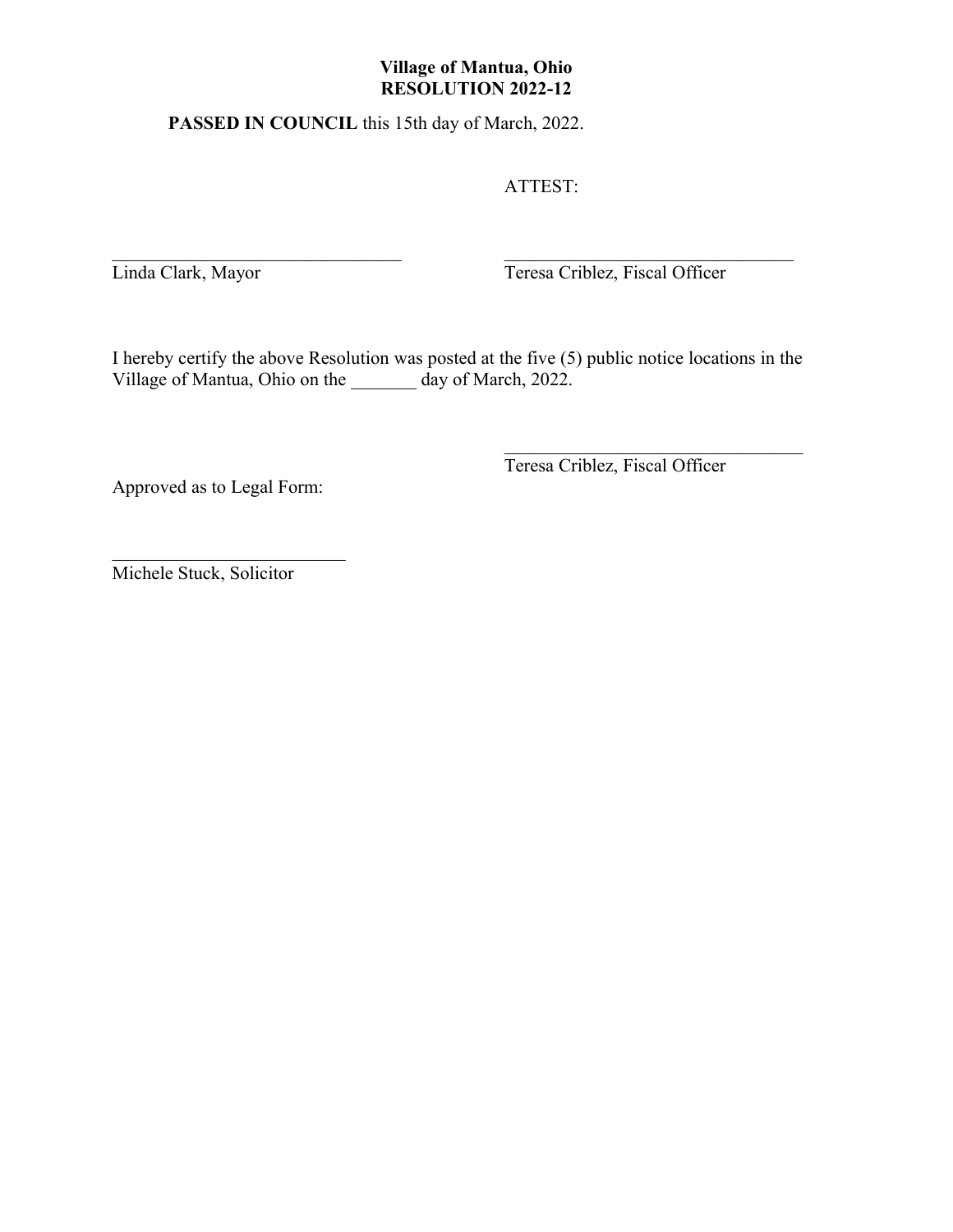**Village of Mantua, Ohio**
**RESOLUTION 2022-12**

**PASSED IN COUNCIL** this 15th day of March, 2022.

ATTEST:

_______________________________
Linda Clark, Mayor

_______________________________
Teresa Criblez, Fiscal Officer

I hereby certify the above Resolution was posted at the five (5) public notice locations in the Village of Mantua, Ohio on the _______ day of March, 2022.

_______________________________
Teresa Criblez, Fiscal Officer

Approved as to Legal Form:

_________________________
Michele Stuck, Solicitor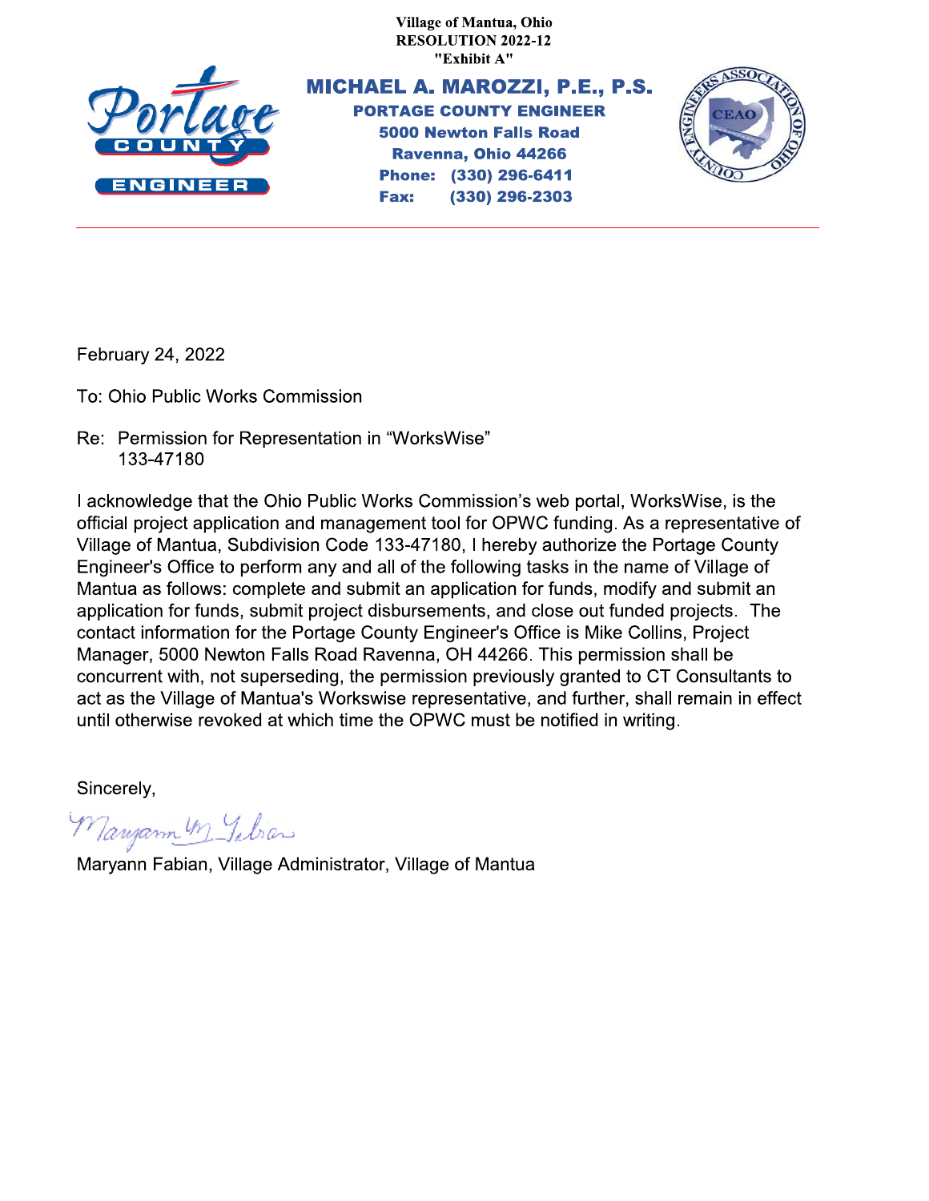Village of Mantua, Ohio
RESOLUTION 2022-12
"Exhibit A"

**MICHAEL A. MAROZZI, P.E., P.S.**
**PORTAGE COUNTY ENGINEER**
**5000 Newton Falls Road**
**Ravenna, Ohio 44266**
**Phone: (330) 296-6411**
**Fax: (330) 296-2303**

February 24, 2022

To: Ohio Public Works Commission

Re: Permission for Representation in "WorksWise"
133-47180

I acknowledge that the Ohio Public Works Commission's web portal, WorksWise, is the official project application and management tool for OPWC funding. As a representative of Village of Mantua, Subdivision Code 133-47180, I hereby authorize the Portage County Engineer's Office to perform any and all of the following tasks in the name of Village of Mantua as follows: complete and submit an application for funds, modify and submit an application for funds, submit project disbursements, and close out funded projects. The contact information for the Portage County Engineer's Office is Mike Collins, Project Manager, 5000 Newton Falls Road Ravenna, OH 44266. This permission shall be concurrent with, not superseding, the permission previously granted to CT Consultants to act as the Village of Mantua's Workswise representative, and further, shall remain in effect until otherwise revoked at which time the OPWC must be notified in writing.

Sincerely,

Maryann M. Fabian

Maryann Fabian, Village Administrator, Village of Mantua